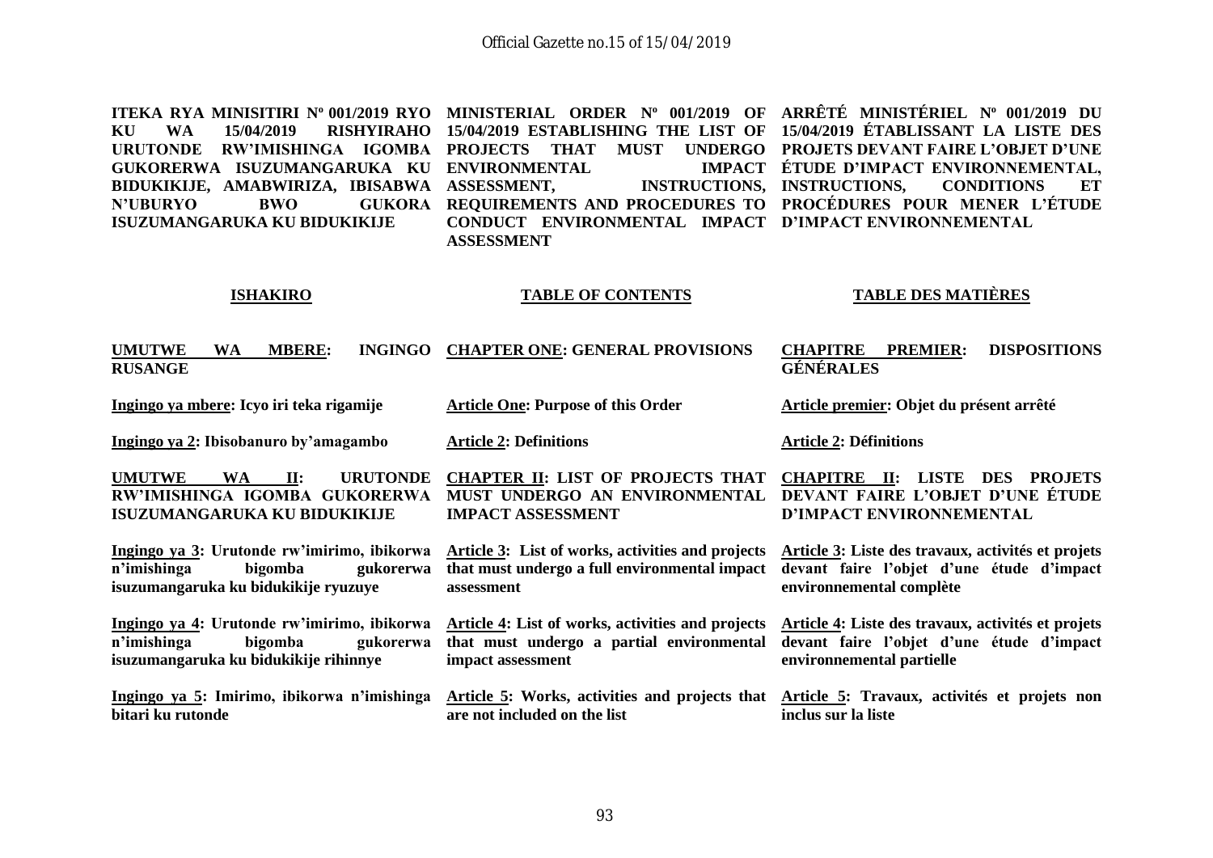**ITEKA RYA MINISITIRI Nº 001/2019 RYO KU WA 15/04/2019 RISHYIRAHO URUTONDE RW'IMISHINGA IGOMBA GUKORERWA ISUZUMANGARUKA KU BIDUKIKIJE, AMABWIRIZA, IBISABWA N'UBURYO BWO GUKORA ISUZUMANGARUKA KU BIDUKIKIJE**

**MINISTERIAL ORDER Nº 001/2019 OF 15/04/2019 ESTABLISHING THE LIST OF PROJECTS THAT MUST UNDERGO ENVIRONMENTAL IMPACT ASSESSMENT, INSTRUCTIONS, REQUIREMENTS AND PROCEDURES TO CONDUCT ENVIRONMENTAL IMPACT ASSESSMENT**

**ARRÊTÉ MINISTÉRIEL Nº 001/2019 DU 15/04/2019 ÉTABLISSANT LA LISTE DES PROJETS DEVANT FAIRE L'OBJET D'UNE ÉTUDE D'IMPACT ENVIRONNEMENTAL, INSTRUCTIONS, CONDITIONS ET PROCÉDURES POUR MENER L'ÉTUDE D'IMPACT ENVIRONNEMENTAL**

| **ISHAKIRO** | **TABLE OF CONTENTS** | **TABLE DES MATIÈRES** |
|---|---|---|
| **UMUTWE WA MBERE: INGINGO RUSANGE** | **CHAPTER ONE: GENERAL PROVISIONS** | **CHAPITRE PREMIER: DISPOSITIONS GÉNÉRALES** |
| **Ingingo ya mbere: Icyo iri teka rigamije** | **Article One: Purpose of this Order** | **Article premier: Objet du présent arrêté** |
| **Ingingo ya 2: Ibisobanuro by'amagambo** | **Article 2: Definitions** | **Article 2: Définitions** |
| **UMUTWE WA II: URUTONDE RW'IMISHINGA IGOMBA GUKORERWA ISUZUMANGARUKA KU BIDUKIKIJE** | **CHAPTER II: LIST OF PROJECTS THAT MUST UNDERGO AN ENVIRONMENTAL IMPACT ASSESSMENT** | **CHAPITRE II: LISTE DES PROJETS DEVANT FAIRE L'OBJET D'UNE ÉTUDE D'IMPACT ENVIRONNEMENTAL** |
| **Ingingo ya 3: Urutonde rw'imirimo, ibikorwa n'imishinga bigomba gukorerwa isuzumangaruka ku bidukikije ryuzuye** | **Article 3: List of works, activities and projects that must undergo a full environmental impact assessment** | **Article 3: Liste des travaux, activités et projets devant faire l'objet d'une étude d'impact environnemental complète** |
| **Ingingo ya 4: Urutonde rw'imirimo, ibikorwa n'imishinga bigomba gukorerwa isuzumangaruka ku bidukikije rihinnye** | **Article 4: List of works, activities and projects that must undergo a partial environmental impact assessment** | **Article 4: Liste des travaux, activités et projets devant faire l'objet d'une étude d'impact environnemental partielle** |
| **Ingingo ya 5: Imirimo, ibikorwa n'imishinga bitari ku rutonde** | **Article 5: Works, activities and projects that are not included on the list** | **Article 5: Travaux, activités et projets non inclus sur la liste** |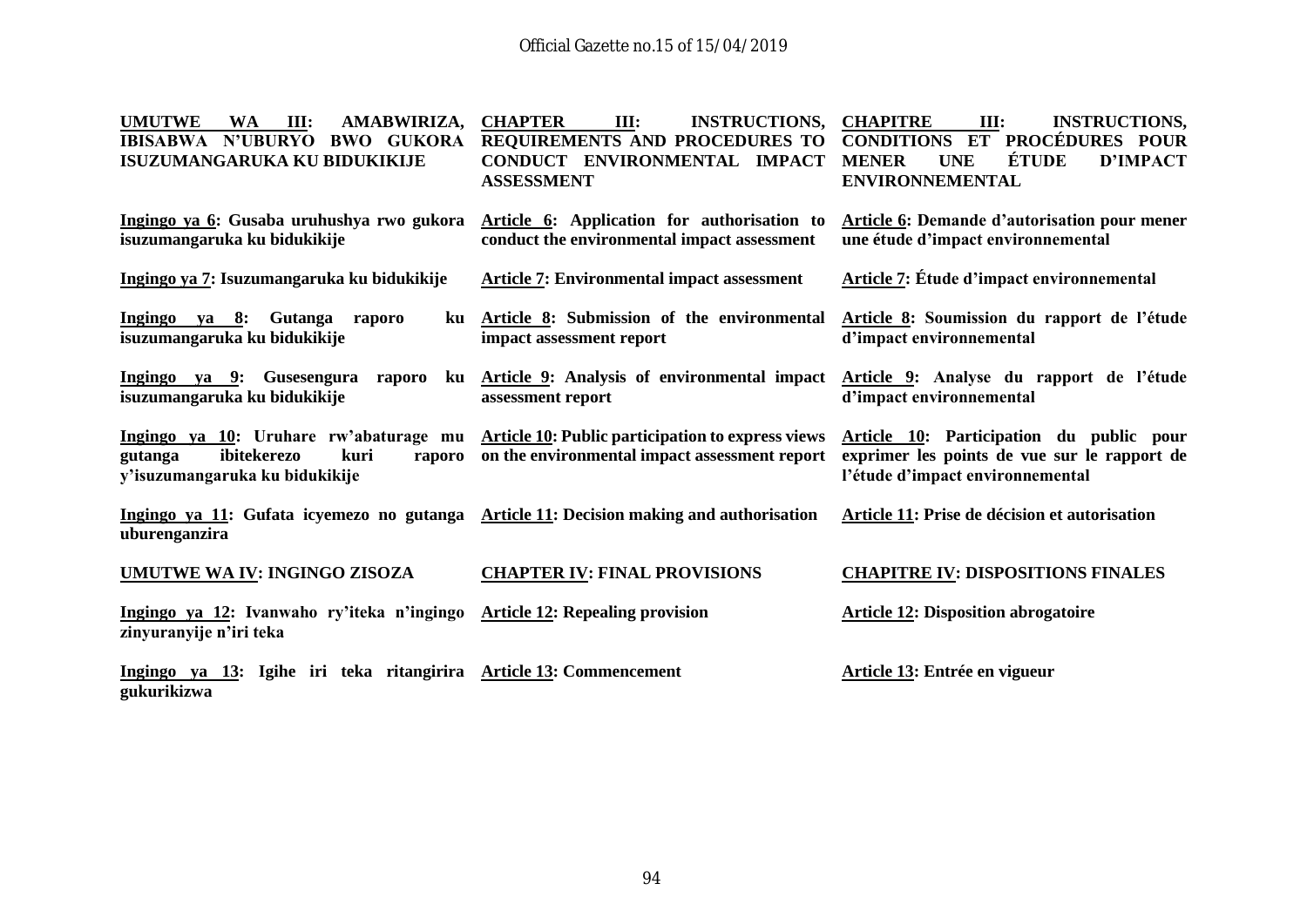| | | |
|---|---|---|
| **UMUTWE WA III: AMABWIRIZA, IBISABWA N'UBURYO BWO GUKORA ISUZUMANGARUKA KU BIDUKIKIJE** | **CHAPTER III: INSTRUCTIONS, REQUIREMENTS AND PROCEDURES TO CONDUCT ENVIRONMENTAL IMPACT ASSESSMENT** | **CHAPITRE III: INSTRUCTIONS, CONDITIONS ET PROCÉDURES POUR MENER UNE ÉTUDE D'IMPACT ENVIRONNEMENTAL** |
| **Ingingo ya 6: Gusaba uruhushya rwo gukora isuzumangaruka ku bidukikije** | **Article 6: Application for authorisation to conduct the environmental impact assessment** | **Article 6: Demande d'autorisation pour mener une étude d'impact environnemental** |
| **Ingingo ya 7: Isuzumangaruka ku bidukikije** | **Article 7: Environmental impact assessment** | **Article 7: Étude d'impact environnemental** |
| **Ingingo ya 8: Gutanga raporo ku isuzumangaruka ku bidukikije** | **Article 8: Submission of the environmental impact assessment report** | **Article 8: Soumission du rapport de l'étude d'impact environnemental** |
| **Ingingo ya 9: Gusesengura raporo ku isuzumangaruka ku bidukikije** | **Article 9: Analysis of environmental impact assessment report** | **Article 9: Analyse du rapport de l'étude d'impact environnemental** |
| **Ingingo ya 10: Uruhare rw'abaturage mu gutanga ibitekerezo kuri raporo y'isuzumangaruka ku bidukikije** | **Article 10: Public participation to express views on the environmental impact assessment report** | **Article 10: Participation du public pour exprimer les points de vue sur le rapport de l'étude d'impact environnemental** |
| **Ingingo ya 11: Gufata icyemezo no gutanga uburenganzira** | **Article 11: Decision making and authorisation** | **Article 11: Prise de décision et autorisation** |
| **UMUTWE WA IV: INGINGO ZISOZA** | **CHAPTER IV: FINAL PROVISIONS** | **CHAPITRE IV: DISPOSITIONS FINALES** |
| **Ingingo ya 12: Ivanwaho ry'iteka n'ingingo zinyuranyije n'iri teka** | **Article 12: Repealing provision** | **Article 12: Disposition abrogatoire** |
| **Ingingo ya 13: Igihe iri teka ritangirira gukurikizwa** | **Article 13: Commencement** | **Article 13: Entrée en vigueur** |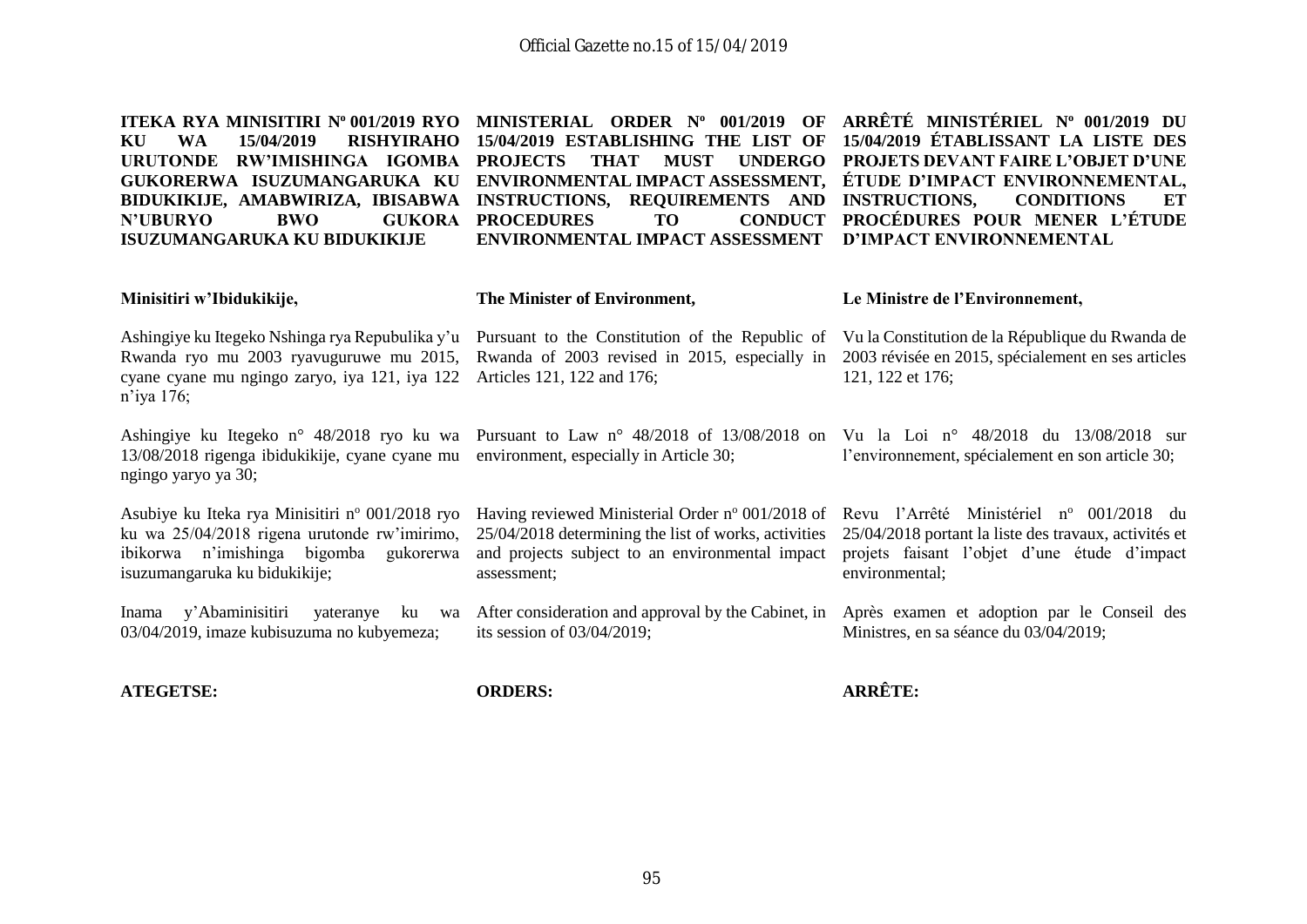**ITEKA RYA MINISITIRI Nº 001/2019 RYO KU WA 15/04/2019 RISHYIRAHO URUTONDE RW'IMISHINGA IGOMBA GUKORERWA ISUZUMANGARUKA KU BIDUKIKIJE, AMABWIRIZA, IBISABWA N'UBURYO BWO GUKORA ISUZUMANGARUKA KU BIDUKIKIJE**

**Minisitiri w'Ibidukikije,**

Ashingiye ku Itegeko Nshinga rya Repubulika y'u Rwanda ryo mu 2003 ryavuguruwe mu 2015, cyane cyane mu ngingo zaryo, iya 121, iya 122 n'iya 176;

Ashingiye ku Itegeko n° 48/2018 ryo ku wa 13/08/2018 rigenga ibidukikije, cyane cyane mu ngingo yaryo ya 30;

Asubiye ku Iteka rya Minisitiri nº 001/2018 ryo ku wa 25/04/2018 rigena urutonde rw'imirimo, ibikorwa n'imishinga bigomba gukorerwa isuzumangaruka ku bidukikije;

Inama y'Abaminisitiri yateranye ku wa 03/04/2019, imaze kubisuzuma no kubyemeza;

**ATEGETSE:**

**MINISTERIAL ORDER Nº 001/2019 OF 15/04/2019 ESTABLISHING THE LIST OF PROJECTS THAT MUST UNDERGO ENVIRONMENTAL IMPACT ASSESSMENT, INSTRUCTIONS, REQUIREMENTS AND PROCEDURES TO CONDUCT ENVIRONMENTAL IMPACT ASSESSMENT**

**The Minister of Environment,**

Pursuant to the Constitution of the Republic of Rwanda of 2003 revised in 2015, especially in Articles 121, 122 and 176;

Pursuant to Law n° 48/2018 of 13/08/2018 on environment, especially in Article 30;

Having reviewed Ministerial Order nº 001/2018 of 25/04/2018 determining the list of works, activities and projects subject to an environmental impact assessment;

After consideration and approval by the Cabinet, in its session of 03/04/2019;

**ORDERS:**

**ARRÊTÉ MINISTÉRIEL Nº 001/2019 DU 15/04/2019 ÉTABLISSANT LA LISTE DES PROJETS DEVANT FAIRE L'OBJET D'UNE ÉTUDE D'IMPACT ENVIRONNEMENTAL, INSTRUCTIONS, CONDITIONS ET PROCÉDURES POUR MENER L'ÉTUDE D'IMPACT ENVIRONNEMENTAL**

**Le Ministre de l'Environnement,**

Vu la Constitution de la République du Rwanda de 2003 révisée en 2015, spécialement en ses articles 121, 122 et 176;

Vu la Loi n° 48/2018 du 13/08/2018 sur l'environnement, spécialement en son article 30;

Revu l'Arrêté Ministériel nº 001/2018 du 25/04/2018 portant la liste des travaux, activités et projets faisant l'objet d'une étude d'impact environmental;

Après examen et adoption par le Conseil des Ministres, en sa séance du 03/04/2019;

**ARRÊTE:**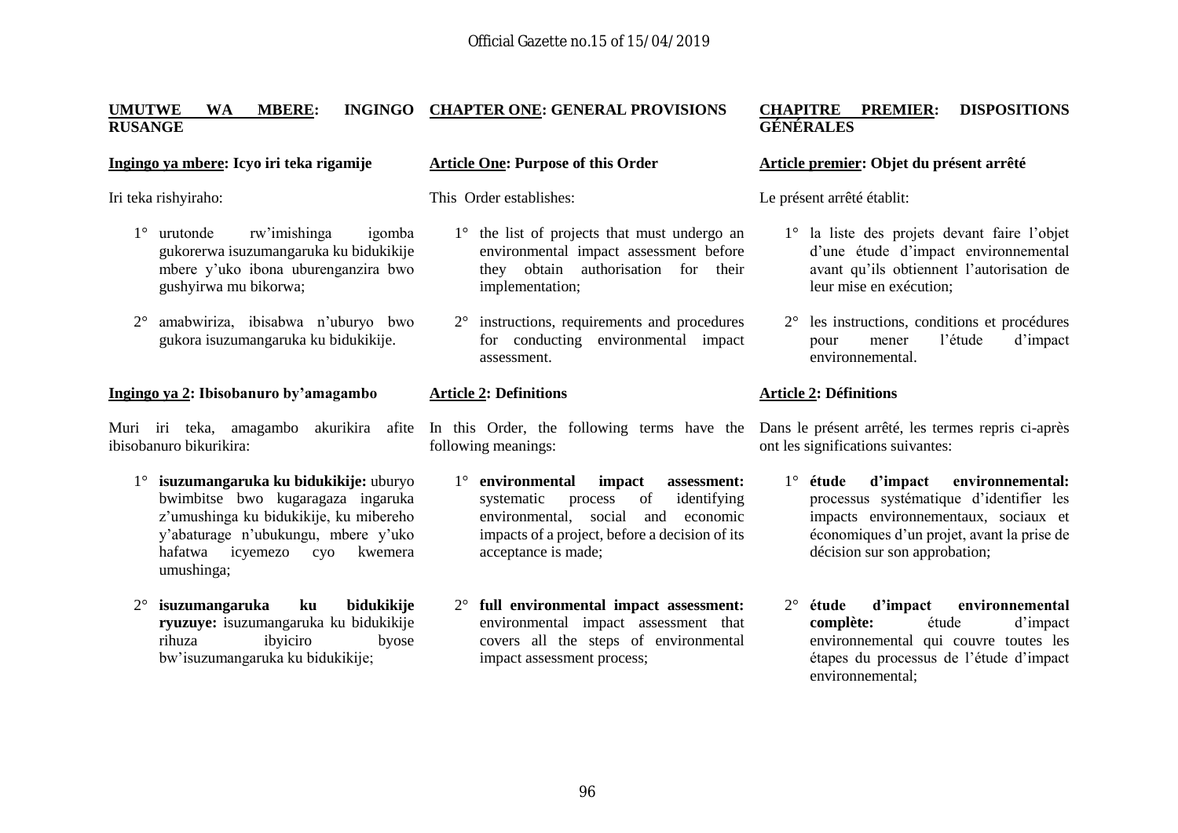**UMUTWE WA MBERE: INGINGO RUSANGE**

**Ingingo ya mbere: Icyo iri teka rigamije**

Iri teka rishyiraho:

1° urutonde rw'imishinga igomba gukorerwa isuzumangaruka ku bidukikije mbere y'uko ibona uburenganzira bwo gushyirwa mu bikorwa;

2° amabwiriza, ibisabwa n'uburyo bwo gukora isuzumangaruka ku bidukikije.

**Ingingo ya 2: Ibisobanuro by'amagambo**

Muri iri teka, amagambo akurikira afite ibisobanuro bikurikira:

1° **isuzumangaruka ku bidukikije:** uburyo bwimbitse bwo kugaragaza ingaruka z'umushinga ku bidukikije, ku mibereho y'abaturage n'ubukungu, mbere y'uko hafatwa icyemezo cyo kwemera umushinga;

2° **isuzumangaruka ku bidukikije ryuzuye:** isuzumangaruka ku bidukikije rihuza ibyiciro byose bw'isuzumangaruka ku bidukikije;

**CHAPTER ONE: GENERAL PROVISIONS**

**Article One: Purpose of this Order**

This Order establishes:

1° the list of projects that must undergo an environmental impact assessment before they obtain authorisation for their implementation;

2° instructions, requirements and procedures for conducting environmental impact assessment.

**Article 2: Definitions**

In this Order, the following terms have the following meanings:

1° **environmental impact assessment:** systematic process of identifying environmental, social and economic impacts of a project, before a decision of its acceptance is made;

2° **full environmental impact assessment:** environmental impact assessment that covers all the steps of environmental impact assessment process;

**CHAPITRE PREMIER: DISPOSITIONS GÉNÉRALES**

**Article premier: Objet du présent arrêté**

Le présent arrêté établit:

1° la liste des projets devant faire l'objet d'une étude d'impact environnemental avant qu'ils obtiennent l'autorisation de leur mise en exécution;

2° les instructions, conditions et procédures pour mener l'étude d'impact environnemental.

**Article 2: Définitions**

Dans le présent arrêté, les termes repris ci-après ont les significations suivantes:

1° **étude d'impact environnemental:** processus systématique d'identifier les impacts environnementaux, sociaux et économiques d'un projet, avant la prise de décision sur son approbation;

2° **étude d'impact environnemental complète:** étude d'impact environnemental qui couvre toutes les étapes du processus de l'étude d'impact environnemental;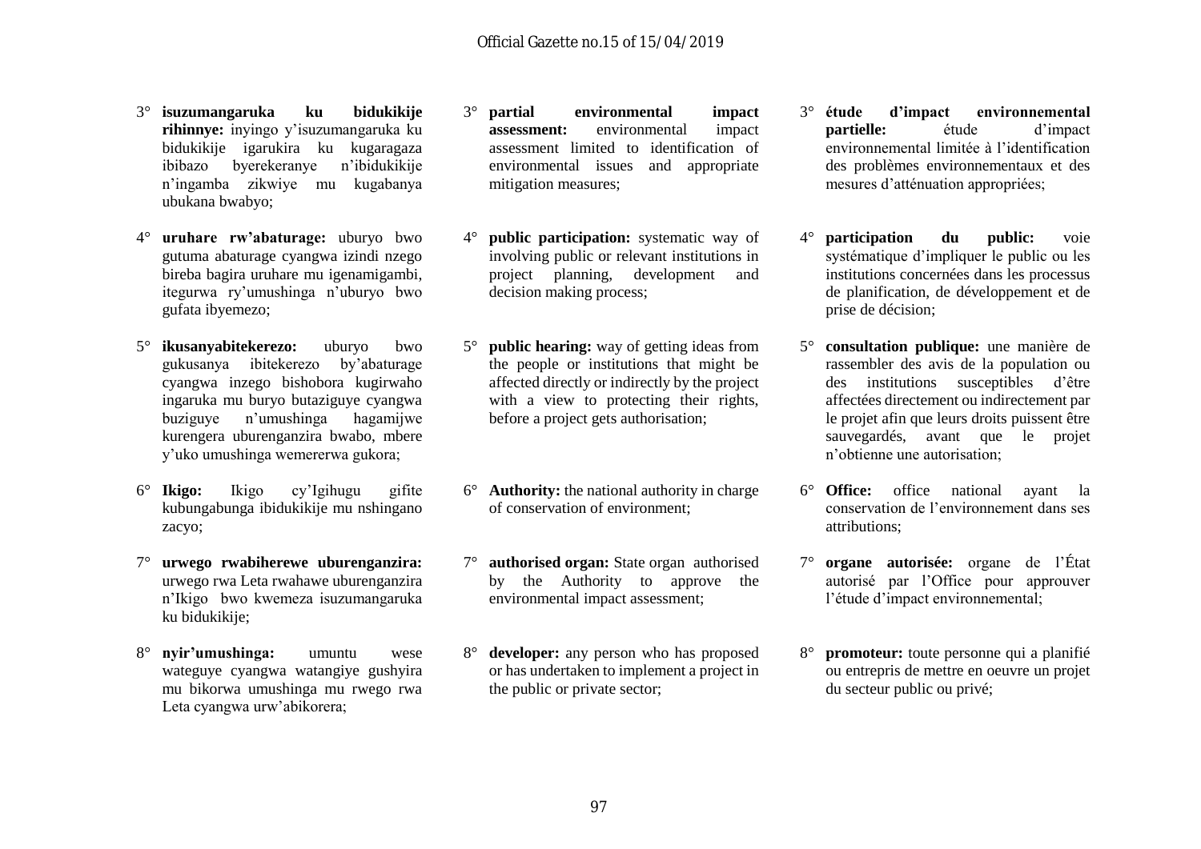3° **isuzumangaruka ku bidukikije rihinnye:** inyingo y'isuzumangaruka ku bidukikije igarukira ku kugaragaza ibibazo byerekeranye n'ibidukikije n'ingamba zikwiye mu kugabanya ubukana bwabyo;

4° **uruhare rw'abaturage:** uburyo bwo gutuma abaturage cyangwa izindi nzego bireba bagira uruhare mu igenamigambi, itegurwa ry'umushinga n'uburyo bwo gufata ibyemezo;

5° **ikusanyabitekerezo:** uburyo bwo gukusanya ibitekerezo by'abaturage cyangwa inzego bishobora kugirwaho ingaruka mu buryo butaziguye cyangwa buziguye n'umushinga hagamijwe kurengera uburenganzira bwabo, mbere y'uko umushinga wemererwa gukora;

6° **Ikigo:** Ikigo cy'Igihugu gifite kubungabunga ibidukikije mu nshingano zacyo;

7° **urwego rwabiherewe uburenganzira:** urwego rwa Leta rwahawe uburenganzira n'Ikigo bwo kwemeza isuzumangaruka ku bidukikije;

8° **nyir'umushinga:** umuntu wese wateguye cyangwa watangiye gushyira mu bikorwa umushinga mu rwego rwa Leta cyangwa urw'abikorera;

3° **partial environmental impact assessment:** environmental impact assessment limited to identification of environmental issues and appropriate mitigation measures;

4° **public participation:** systematic way of involving public or relevant institutions in project planning, development and decision making process;

5° **public hearing:** way of getting ideas from the people or institutions that might be affected directly or indirectly by the project with a view to protecting their rights, before a project gets authorisation;

6° **Authority:** the national authority in charge of conservation of environment;

7° **authorised organ:** State organ authorised by the Authority to approve the environmental impact assessment;

8° **developer:** any person who has proposed or has undertaken to implement a project in the public or private sector;

3° **étude d'impact environnemental partielle:** étude d'impact environnemental limitée à l'identification des problèmes environnementaux et des mesures d'atténuation appropriées;

4° **participation du public:** voie systématique d'impliquer le public ou les institutions concernées dans les processus de planification, de développement et de prise de décision;

5° **consultation publique:** une manière de rassembler des avis de la population ou des institutions susceptibles d'être affectées directement ou indirectement par le projet afin que leurs droits puissent être sauvegardés, avant que le projet n'obtienne une autorisation;

6° **Office:** office national ayant la conservation de l'environnement dans ses attributions;

7° **organe autorisée:** organe de l'État autorisé par l'Office pour approuver l'étude d'impact environnemental;

8° **promoteur:** toute personne qui a planifié ou entrepris de mettre en oeuvre un projet du secteur public ou privé;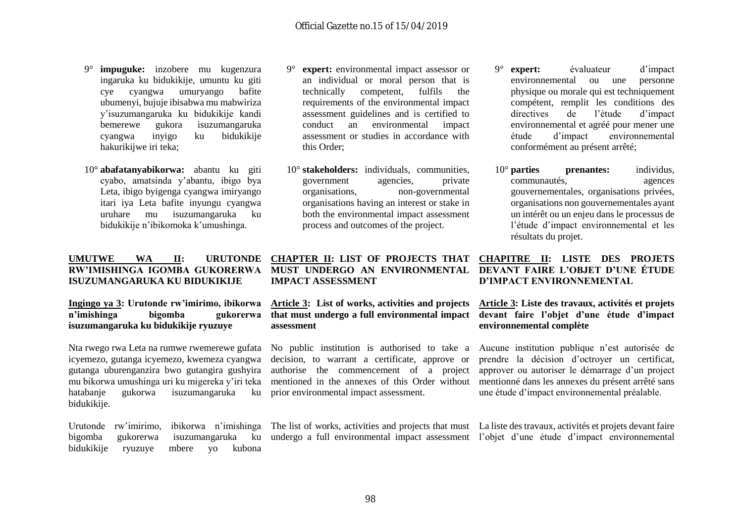9° **impuguke:** inzobere mu kugenzura ingaruka ku bidukikije, umuntu ku giti cye cyangwa umuryango bafite ubumenyi, bujuje ibisabwa mu mabwiriza y'isuzumangaruka ku bidukikije kandi bemerewe gukora isuzumangaruka cyangwa inyigo ku bidukikije hakurikijwe iri teka;

10° **abafatanyabikorwa:** abantu ku giti cyabo, amatsinda y'abantu, ibigo bya Leta, ibigo byigenga cyangwa imiryango itari iya Leta bafite inyungu cyangwa uruhare mu isuzumangaruka ku bidukikije n'ibikomoka k'umushinga.

## UMUTWE WA II: URUTONDE RW'IMISHINGA IGOMBA GUKORERWA ISUZUMANGARUKA KU BIDUKIKIJE

### Ingingo ya 3: Urutonde rw'imirimo, ibikorwa n'imishinga bigomba gukorerwa isuzumangaruka ku bidukikije ryuzuye

Nta rwego rwa Leta na rumwe rwemerewe gufata icyemezo, gutanga icyemezo, kwemeza cyangwa gutanga uburenganzira bwo gutangira gushyira mu bikorwa umushinga uri ku migereka y'iri teka hatabanje gukorwa isuzumangaruka ku bidukikije.

Urutonde rw'imirimo, ibikorwa n'imishinga bigomba gukorerwa isuzumangaruka ku bidukikije ryuzuye mbere yo kubona

9° **expert:** environmental impact assessor or an individual or moral person that is technically competent, fulfils the requirements of the environmental impact assessment guidelines and is certified to conduct an environmental impact assessment or studies in accordance with this Order;

10° **stakeholders:** individuals, communities, government agencies, private organisations, non-governmental organisations having an interest or stake in both the environmental impact assessment process and outcomes of the project.

## CHAPTER II: LIST OF PROJECTS THAT MUST UNDERGO AN ENVIRONMENTAL IMPACT ASSESSMENT

### Article 3: List of works, activities and projects that must undergo a full environmental impact assessment

No public institution is authorised to take a decision, to warrant a certificate, approve or authorise the commencement of a project mentioned in the annexes of this Order without prior environmental impact assessment.

The list of works, activities and projects that must undergo a full environmental impact assessment

9° **expert:** évaluateur d'impact environnemental ou une personne physique ou morale qui est techniquement compétent, remplit les conditions des directives de l'étude d'impact environnemental et agréé pour mener une étude d'impact environnemental conformément au présent arrêté;

10° **parties prenantes:** individus, communautés, agences gouvernementales, organisations privées, organisations non gouvernementales ayant un intérêt ou un enjeu dans le processus de l'étude d'impact environnemental et les résultats du projet.

## CHAPITRE II: LISTE DES PROJETS DEVANT FAIRE L'OBJET D'UNE ÉTUDE D'IMPACT ENVIRONNEMENTAL

### Article 3: Liste des travaux, activités et projets devant faire l'objet d'une étude d'impact environnemental complète

Aucune institution publique n'est autorisée de prendre la décision d'octroyer un certificat, approver ou autoriser le démarrage d'un project mentionné dans les annexes du présent arrêté sans une étude d'impact environnemental préalable.

La liste des travaux, activités et projets devant faire l'objet d'une étude d'impact environnemental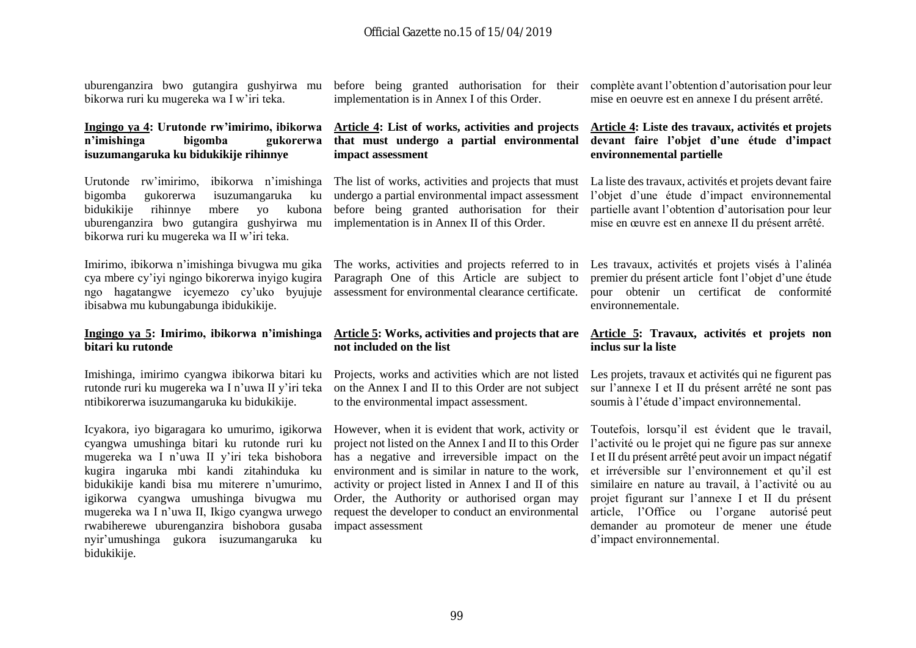uburenganzira bwo gutangira gushyirwa mu bikorwa ruri ku mugereka wa I w'iri teka.

before being granted authorisation for their implementation is in Annex I of this Order.

complète avant l'obtention d'autorisation pour leur mise en oeuvre est en annexe I du présent arrêté.

**Ingingo ya 4: Urutonde rw'imirimo, ibikorwa n'imishinga bigomba gukorerwa isuzumangaruka ku bidukikije rihinnye**

Urutonde rw'imirimo, ibikorwa n'imishinga bigomba gukorerwa isuzumangaruka ku bidukikije rihinnye mbere yo kubona uburenganzira bwo gutangira gushyirwa mu bikorwa ruri ku mugereka wa II w'iri teka.

Imirimo, ibikorwa n'imishinga bivugwa mu gika cya mbere cy'iyi ngingo bikorerwa inyigo kugira ngo hagatangwe icyemezo cy'uko byujuje ibisabwa mu kubungabunga ibidukikije.

**Ingingo ya 5: Imirimo, ibikorwa n'imishinga bitari ku rutonde**

Imishinga, imirimo cyangwa ibikorwa bitari ku rutonde ruri ku mugereka wa I n'uwa II y'iri teka ntibikorerwa isuzumangaruka ku bidukikije.

Icyakora, iyo bigaragara ko umurimo, igikorwa cyangwa umushinga bitari ku rutonde ruri ku mugereka wa I n'uwa II y'iri teka bishobora kugira ingaruka mbi kandi zitahinduka ku bidukikije kandi bisa mu miterere n'umurimo, igikorwa cyangwa umushinga bivugwa mu mugereka wa I n'uwa II, Ikigo cyangwa urwego rwabiherewe uburenganzira bishobora gusaba nyir'umushinga gukora isuzumangaruka ku bidukikije.

**Article 4: List of works, activities and projects that must undergo a partial environmental impact assessment**

The list of works, activities and projects that must undergo a partial environmental impact assessment before being granted authorisation for their implementation is in Annex II of this Order.

The works, activities and projects referred to in Paragraph One of this Article are subject to assessment for environmental clearance certificate.

**Article 5: Works, activities and projects that are not included on the list**

Projects, works and activities which are not listed on the Annex I and II to this Order are not subject to the environmental impact assessment.

However, when it is evident that work, activity or project not listed on the Annex I and II to this Order has a negative and irreversible impact on the environment and is similar in nature to the work, activity or project listed in Annex I and II of this Order, the Authority or authorised organ may request the developer to conduct an environmental impact assessment

**Article 4: Liste des travaux, activités et projets devant faire l'objet d'une étude d'impact environnemental partielle**

La liste des travaux, activités et projets devant faire l'objet d'une étude d'impact environnemental partielle avant l'obtention d'autorisation pour leur mise en œuvre est en annexe II du présent arrêté.

Les travaux, activités et projets visés à l'alinéa premier du présent article font l'objet d'une étude pour obtenir un certificat de conformité environnementale.

**Article 5: Travaux, activités et projets non inclus sur la liste**

Les projets, travaux et activités qui ne figurent pas sur l'annexe I et II du présent arrêté ne sont pas soumis à l'étude d'impact environnemental.

Toutefois, lorsqu'il est évident que le travail, l'activité ou le projet qui ne figure pas sur annexe I et II du présent arrêté peut avoir un impact négatif et irréversible sur l'environnement et qu'il est similaire en nature au travail, à l'activité ou au projet figurant sur l'annexe I et II du présent article, l'Office ou l'organe autorisé peut demander au promoteur de mener une étude d'impact environnemental.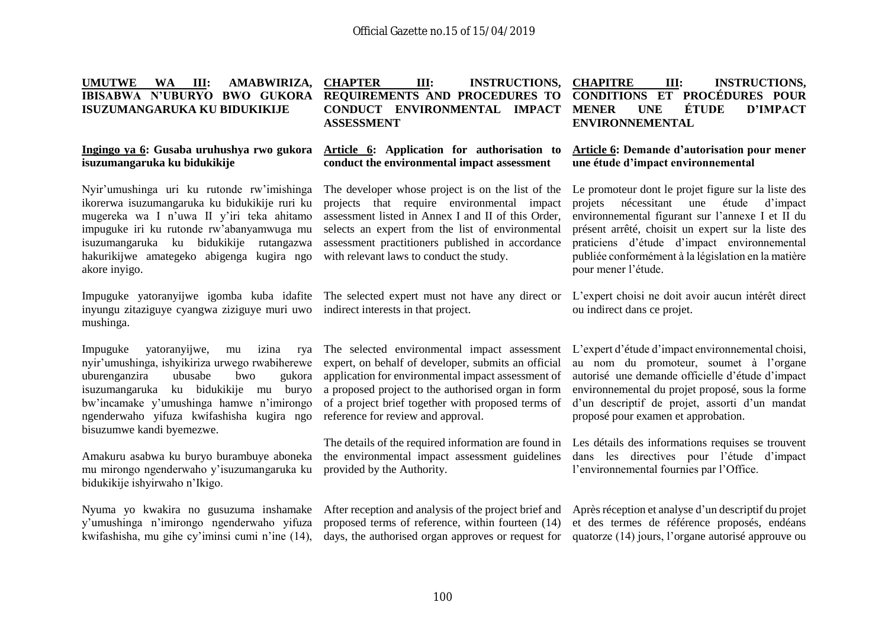**UMUTWE WA III: AMABWIRIZA, IBISABWA N'UBURYO BWO GUKORA ISUZUMANGARUKA KU BIDUKIKIJE**

**Ingingo ya 6: Gusaba uruhushya rwo gukora isuzumangaruka ku bidukikije**

Nyir'umushinga uri ku rutonde rw'imishinga ikorerwa isuzumangaruka ku bidukikije ruri ku mugereka wa I n'uwa II y'iri teka ahitamo impuguke iri ku rutonde rw'abanyamwuga mu isuzumangaruka ku bidukikije rutangazwa hakurikijwe amategeko abigenga kugira ngo akore inyigo.

Impuguke yatoranyijwe igomba kuba idafite inyungu zitaziguye cyangwa ziziguye muri uwo mushinga.

Impuguke yatoranyijwe, mu izina rya nyir'umushinga, ishyikiriza urwego rwabiherewe uburenganzira ubusabe bwo gukora isuzumangaruka ku bidukikije mu buryo bw'incamake y'umushinga hamwe n'imirongo ngenderwaho yifuza kwifashisha kugira ngo bisuzumwe kandi byemezwe.

Amakuru asabwa ku buryo burambuye aboneka mu mirongo ngenderwaho y'isuzumangaruka ku bidukikije ishyirwaho n'Ikigo.

Nyuma yo kwakira no gusuzuma inshamake y'umushinga n'imirongo ngenderwaho yifuza kwifashisha, mu gihe cy'iminsi cumi n'ine (14),

**CHAPTER III: INSTRUCTIONS, REQUIREMENTS AND PROCEDURES TO CONDUCT ENVIRONMENTAL IMPACT ASSESSMENT**

**Article 6: Application for authorisation to conduct the environmental impact assessment**

The developer whose project is on the list of the projects that require environmental impact assessment listed in Annex I and II of this Order, selects an expert from the list of environmental assessment practitioners published in accordance with relevant laws to conduct the study.

The selected expert must not have any direct or indirect interests in that project.

The selected environmental impact assessment expert, on behalf of developer, submits an official application for environmental impact assessment of a proposed project to the authorised organ in form of a project brief together with proposed terms of reference for review and approval.

The details of the required information are found in the environmental impact assessment guidelines provided by the Authority.

After reception and analysis of the project brief and proposed terms of reference, within fourteen (14) days, the authorised organ approves or request for

**CHAPITRE III: INSTRUCTIONS, CONDITIONS ET PROCÉDURES POUR MENER UNE ÉTUDE D'IMPACT ENVIRONNEMENTAL**

**Article 6: Demande d'autorisation pour mener une étude d'impact environnemental**

Le promoteur dont le projet figure sur la liste des projets nécessitant une étude d'impact environnemental figurant sur l'annexe I et II du présent arrêté, choisit un expert sur la liste des praticiens d'étude d'impact environnemental publiée conformément à la législation en la matière pour mener l'étude.

L'expert choisi ne doit avoir aucun intérêt direct ou indirect dans ce projet.

L'expert d'étude d'impact environnemental choisi, au nom du promoteur, soumet à l'organe autorisé une demande officielle d'étude d'impact environnemental du projet proposé, sous la forme d'un descriptif de projet, assorti d'un mandat proposé pour examen et approbation.

Les détails des informations requises se trouvent dans les directives pour l'étude d'impact l'environnemental fournies par l'Office.

Après réception et analyse d'un descriptif du projet et des termes de référence proposés, endéans quatorze (14) jours, l'organe autorisé approuve ou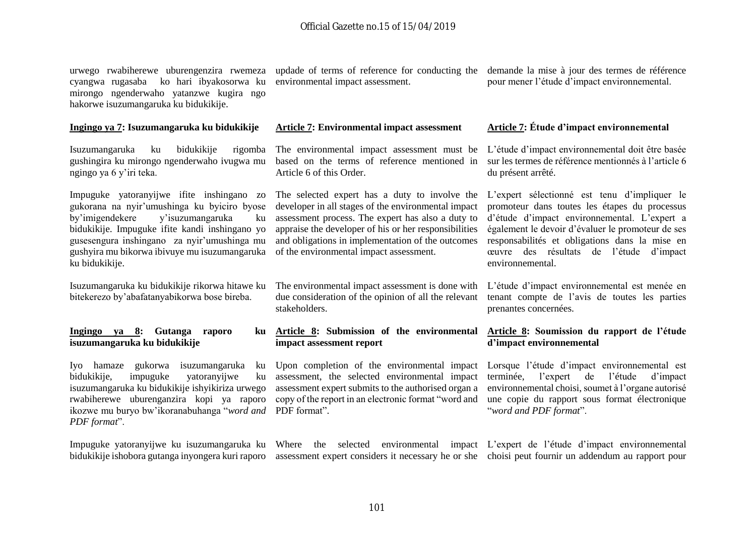urwego rwabiherewe uburengenzira rwemeza cyangwa rugasaba ko hari ibyakosorwa ku mirongo ngenderwaho yatanzwe kugira ngo hakorwe isuzumangaruka ku bidukikije.

**Ingingo ya 7: Isuzumangaruka ku bidukikije**

Isuzumangaruka ku bidukikije rigomba gushingira ku mirongo ngenderwaho ivugwa mu ngingo ya 6 y'iri teka.

Impuguke yatoranyijwe ifite inshingano zo gukorana na nyir'umushinga ku byiciro byose by'imigendekere y'isuzumangaruka ku bidukikije. Impuguke ifite kandi inshingano yo gusesengura inshingano za nyir'umushinga mu gushyira mu bikorwa ibivuye mu isuzumangaruka ku bidukikije.

Isuzumangaruka ku bidukikije rikorwa hitawe ku bitekerezo by'abafatanyabikorwa bose bireba.

**Ingingo ya 8: Gutanga raporo ku isuzumangaruka ku bidukikije**

Iyo hamaze gukorwa isuzumangaruka ku bidukikije, impuguke yatoranyijwe ku isuzumangaruka ku bidukikije ishyikiriza urwego rwabiherewe uburenganzira kopi ya raporo ikozwe mu buryo bw'ikoranabuhanga "*word and PDF format*".

Impuguke yatoranyijwe ku isuzumangaruka ku bidukikije ishobora gutanga inyongera kuri raporo

updade of terms of reference for conducting the environmental impact assessment.

**Article 7: Environmental impact assessment**

The environmental impact assessment must be based on the terms of reference mentioned in Article 6 of this Order.

The selected expert has a duty to involve the developer in all stages of the environmental impact assessment process. The expert has also a duty to appraise the developer of his or her responsibilities and obligations in implementation of the outcomes of the environmental impact assessment.

The environmental impact assessment is done with due consideration of the opinion of all the relevant stakeholders.

**Article 8: Submission of the environmental impact assessment report**

Upon completion of the environmental impact assessment, the selected environmental impact assessment expert submits to the authorised organ a copy of the report in an electronic format "word and PDF format".

Where the selected environmental impact assessment expert considers it necessary he or she

demande la mise à jour des termes de référence pour mener l'étude d'impact environnemental.

**Article 7: Étude d'impact environnemental**

L'étude d'impact environnemental doit être basée sur les termes de référence mentionnés à l'article 6 du présent arrêté.

L'expert sélectionné est tenu d'impliquer le promoteur dans toutes les étapes du processus d'étude d'impact environnemental. L'expert a également le devoir d'évaluer le promoteur de ses responsabilités et obligations dans la mise en œuvre des résultats de l'étude d'impact environnemental.

L'étude d'impact environnemental est menée en tenant compte de l'avis de toutes les parties prenantes concernées.

**Article 8: Soumission du rapport de l'étude d'impact environnemental**

Lorsque l'étude d'impact environnemental est terminée, l'expert de l'étude d'impact environnemental choisi, soumet à l'organe autorisé une copie du rapport sous format électronique "*word and PDF format*".

L'expert de l'étude d'impact environnemental choisi peut fournir un addendum au rapport pour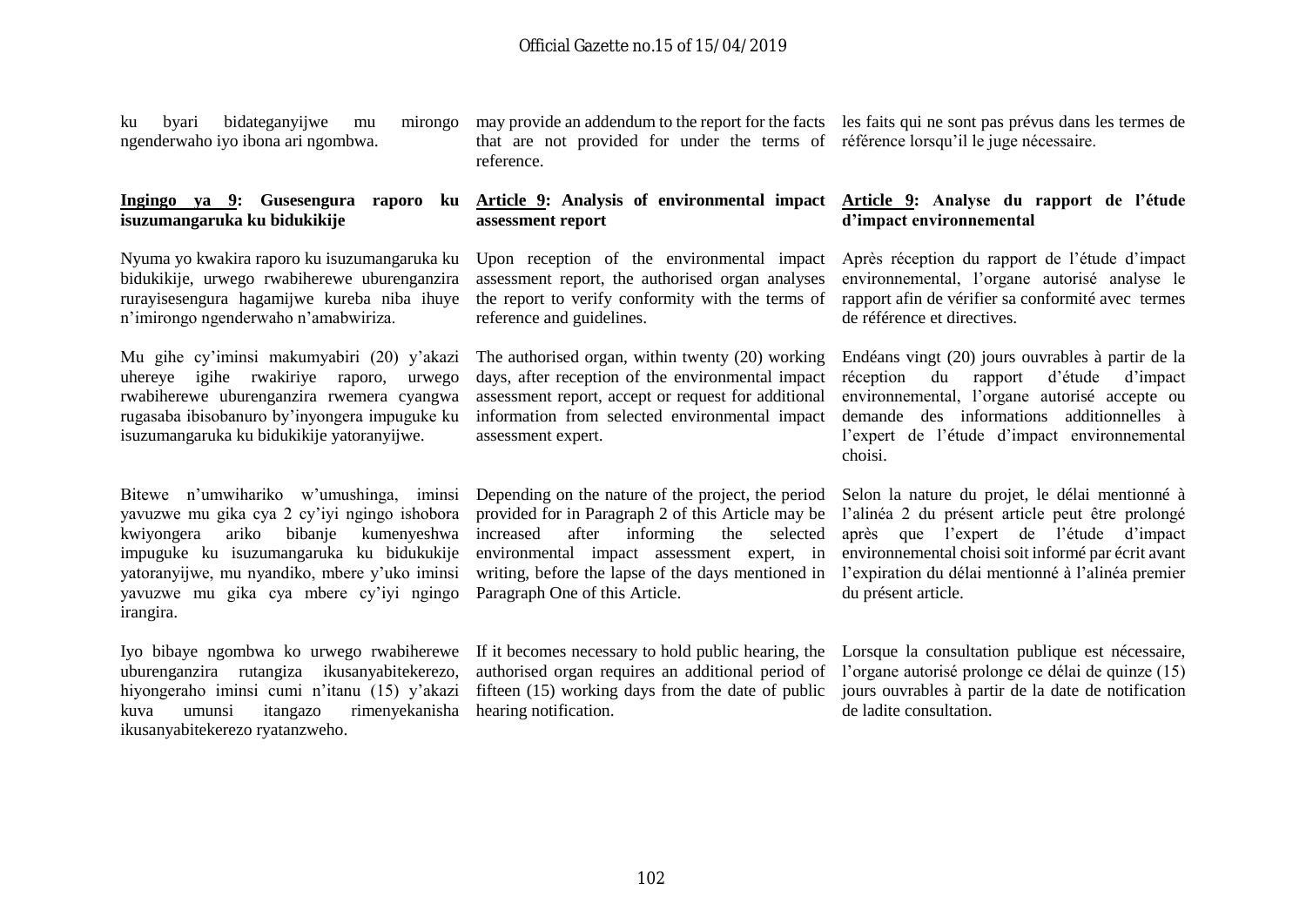ku byari bidateganyijwe mu mirongo ngenderwaho iyo ibona ari ngombwa.

**Ingingo ya 9: Gusesengura raporo ku isuzumangaruka ku bidukikije**

Nyuma yo kwakira raporo ku isuzumangaruka ku bidukikije, urwego rwabiherewe uburenganzira rurayisesengura hagamijwe kureba niba ihuye n'imirongo ngenderwaho n'amabwiriza.

Mu gihe cy'iminsi makumyabiri (20) y'akazi uhereye igihe rwakiriye raporo, urwego rwabiherewe uburenganzira rwemera cyangwa rugasaba ibisobanuro by'inyongera impuguke ku isuzumangaruka ku bidukikije yatoranyijwe.

Bitewe n'umwihariko w'umushinga, iminsi yavuzwe mu gika cya 2 cy'iyi ngingo ishobora kwiyongera ariko bibanje kumenyeshwa impuguke ku isuzumangaruka ku bidukikije yatoranyijwe, mu nyandiko, mbere y'uko iminsi yavuzwe mu gika cya mbere cy'iyi ngingo irangira.

Iyo bibaye ngombwa ko urwego rwabiherewe uburenganzira rutangiza ikusanyabitekerezo, hiyongeraho iminsi cumi n'itanu (15) y'akazi kuva umunsi itangazo rimenyekanisha ikusanyabitekerezo ryatanzweho.

may provide an addendum to the report for the facts that are not provided for under the terms of reference.

**Article 9: Analysis of environmental impact assessment report**

Upon reception of the environmental impact assessment report, the authorised organ analyses the report to verify conformity with the terms of reference and guidelines.

The authorised organ, within twenty (20) working days, after reception of the environmental impact assessment report, accept or request for additional information from selected environmental impact assessment expert.

Depending on the nature of the project, the period provided for in Paragraph 2 of this Article may be increased after informing the selected environmental impact assessment expert, in writing, before the lapse of the days mentioned in Paragraph One of this Article.

If it becomes necessary to hold public hearing, the authorised organ requires an additional period of fifteen (15) working days from the date of public hearing notification.

les faits qui ne sont pas prévus dans les termes de référence lorsqu'il le juge nécessaire.

**Article 9: Analyse du rapport de l'étude d'impact environnemental**

Après réception du rapport de l'étude d'impact environnemental, l'organe autorisé analyse le rapport afin de vérifier sa conformité avec termes de référence et directives.

Endéans vingt (20) jours ouvrables à partir de la réception du rapport d'étude d'impact environnemental, l'organe autorisé accepte ou demande des informations additionnelles à l'expert de l'étude d'impact environnemental choisi.

Selon la nature du projet, le délai mentionné à l'alinéa 2 du présent article peut être prolongé après que l'expert de l'étude d'impact environnemental choisi soit informé par écrit avant l'expiration du délai mentionné à l'alinéa premier du présent article.

Lorsque la consultation publique est nécessaire, l'organe autorisé prolonge ce délai de quinze (15) jours ouvrables à partir de la date de notification de ladite consultation.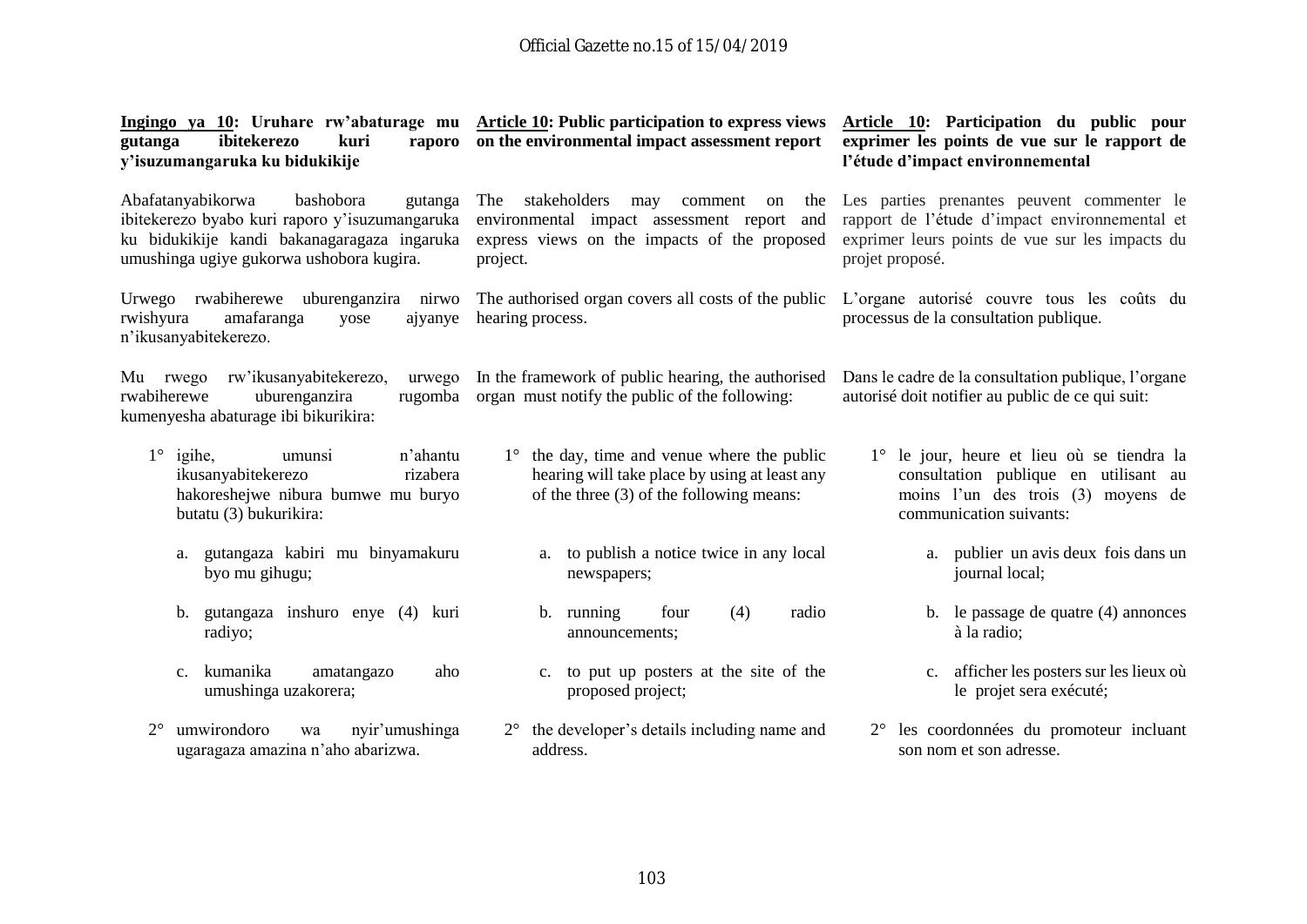**Ingingo ya 10: Uruhare rw'abaturage mu gutanga ibitekerezo kuri raporo y'isuzumangaruka ku bidukikije**

Abafatanyabikorwa bashobora gutanga ibitekerezo byabo kuri raporo y'isuzumangaruka ku bidukikije kandi bakanagaragaza ingaruka umushinga ugiye gukorwa ushobora kugira.

Urwego rwabiherewe uburenganzira nirwo rwishyura amafaranga yose ajyanye n'ikusanyabitekerezo.

Mu rwego rw'ikusanyabitekerezo, urwego rwabiherewe uburenganzira rugomba kumenyesha abaturage ibi bikurikira:

1° igihe, umunsi n'ahantu ikusanyabitekerezo rizabera hakoreshejwe nibura bumwe mu buryo butatu (3) bukurikira:

  a. gutangaza kabiri mu binyamakuru byo mu gihugu;

  b. gutangaza inshuro enye (4) kuri radiyo;

  c. kumanika amatangazo aho umushinga uzakorera;

2° umwirondoro wa nyir'umushinga ugaragaza amazina n'aho abarizwa.

**Article 10: Public participation to express views on the environmental impact assessment report**

The stakeholders may comment on the environmental impact assessment report and express views on the impacts of the proposed project.

The authorised organ covers all costs of the public hearing process.

In the framework of public hearing, the authorised organ must notify the public of the following:

1° the day, time and venue where the public hearing will take place by using at least any of the three (3) of the following means:

  a. to publish a notice twice in any local newspapers;

  b. running four (4) radio announcements;

  c. to put up posters at the site of the proposed project;

2° the developer's details including name and address.

**Article 10: Participation du public pour exprimer les points de vue sur le rapport de l'étude d'impact environnemental**

Les parties prenantes peuvent commenter le rapport de l'étude d'impact environnemental et exprimer leurs points de vue sur les impacts du projet proposé.

L'organe autorisé couvre tous les coûts du processus de la consultation publique.

Dans le cadre de la consultation publique, l'organe autorisé doit notifier au public de ce qui suit:

1° le jour, heure et lieu où se tiendra la consultation publique en utilisant au moins l'un des trois (3) moyens de communication suivants:

  a. publier un avis deux fois dans un journal local;

  b. le passage de quatre (4) annonces à la radio;

  c. afficher les posters sur les lieux où le projet sera exécuté;

2° les coordonnées du promoteur incluant son nom et son adresse.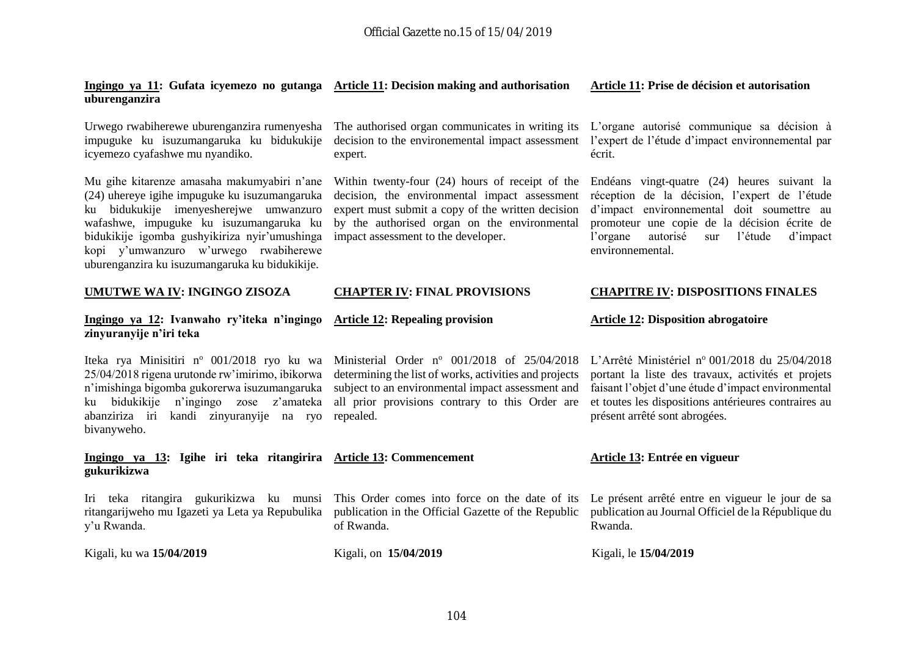**Ingingo ya 11: Gufata icyemezo no gutanga uburenganzira**

Urwego rwabiherewe uburenganzira rumenyesha impuguke ku isuzumangaruka ku bidukikije icyemezo cyafashwe mu nyandiko.

Mu gihe kitarenze amasaha makumyabiri n'ane (24) uhereye igihe impuguke ku isuzumangaruka ku bidukikije imenyesherejwe umwanzuro wafashwe, impuguke ku isuzumangaruka ku bidukikije igomba gushyikiriza nyir'umushinga kopi y'umwanzuro w'urwego rwabiherewe uburenganzira ku isuzumangaruka ku bidukikije.

**Article 11: Decision making and authorisation**

The authorised organ communicates in writing its decision to the environemental impact assessment expert.

Within twenty-four (24) hours of receipt of the decision, the environmental impact assessment expert must submit a copy of the written decision by the authorised organ on the environmental impact assessment to the developer.

**Article 11: Prise de décision et autorisation**

L'organe autorisé communique sa décision à l'expert de l'étude d'impact environnemental par écrit.

Endéans vingt-quatre (24) heures suivant la réception de la décision, l'expert de l'étude d'impact environnemental doit soumettre au promoteur une copie de la décision écrite de l'organe autorisé sur l'étude d'impact environnemental.

## UMUTWE WA IV: INGINGO ZISOZA

**Ingingo ya 12: Ivanwaho ry'iteka n'ingingo zinyuranyije n'iri teka**

Iteka rya Minisitiri nº 001/2018 ryo ku wa 25/04/2018 rigena urutonde rw'imirimo, ibikorwa n'imishinga bigomba gukorerwa isuzumangaruka ku bidukikije n'ingingo zose z'amateka abanziriza iri kandi zinyuranyije na ryo bivanyweho.

**Ingingo ya 13: Igihe iri teka ritangirira gukurikizwa**

Iri teka ritangira gukurikizwa ku munsi ritangarijweho mu Igazeti ya Leta ya Repubulika y'u Rwanda.

Kigali, ku wa **15/04/2019**

## CHAPTER IV: FINAL PROVISIONS

**Article 12: Repealing provision**

Ministerial Order nº 001/2018 of 25/04/2018 determining the list of works, activities and projects subject to an environmental impact assessment and all prior provisions contrary to this Order are repealed.

**Article 13: Commencement**

This Order comes into force on the date of its publication in the Official Gazette of the Republic of Rwanda.

Kigali, on **15/04/2019**

## CHAPITRE IV: DISPOSITIONS FINALES

**Article 12: Disposition abrogatoire**

L'Arrêté Ministériel nº 001/2018 du 25/04/2018 portant la liste des travaux, activités et projets faisant l'objet d'une étude d'impact environmental et toutes les dispositions antérieures contraires au présent arrêté sont abrogées.

**Article 13: Entrée en vigueur**

Le présent arrêté entre en vigueur le jour de sa publication au Journal Officiel de la République du Rwanda.

Kigali, le **15/04/2019**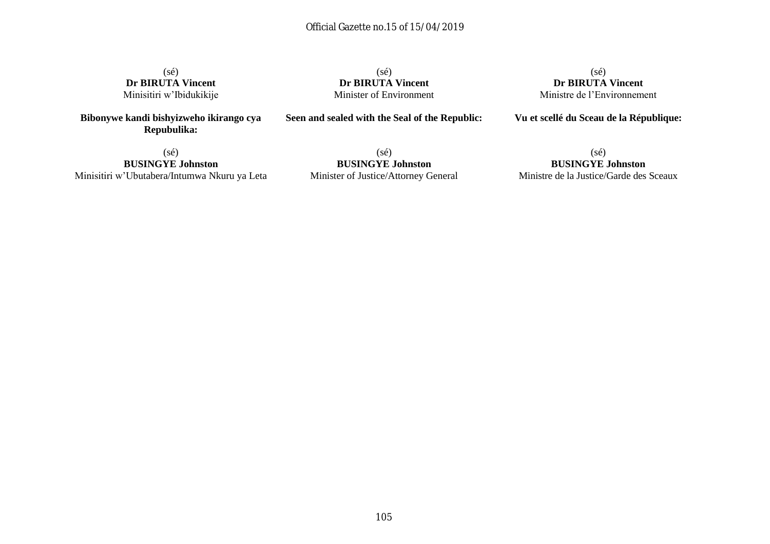(sé)
**Dr BIRUTA Vincent**
Minisitiri w'Ibidukikije

**Bibonywe kandi bishyizweho ikirango cya Repubulika:**

(sé)
**BUSINGYE Johnston**
Minisitiri w'Ubutabera/Intumwa Nkuru ya Leta

(sé)
**Dr BIRUTA Vincent**
Minister of Environment

**Seen and sealed with the Seal of the Republic:**

(sé)
**BUSINGYE Johnston**
Minister of Justice/Attorney General

(sé)
**Dr BIRUTA Vincent**
Ministre de l'Environnement

**Vu et scellé du Sceau de la République:**

(sé)
**BUSINGYE Johnston**
Ministre de la Justice/Garde des Sceaux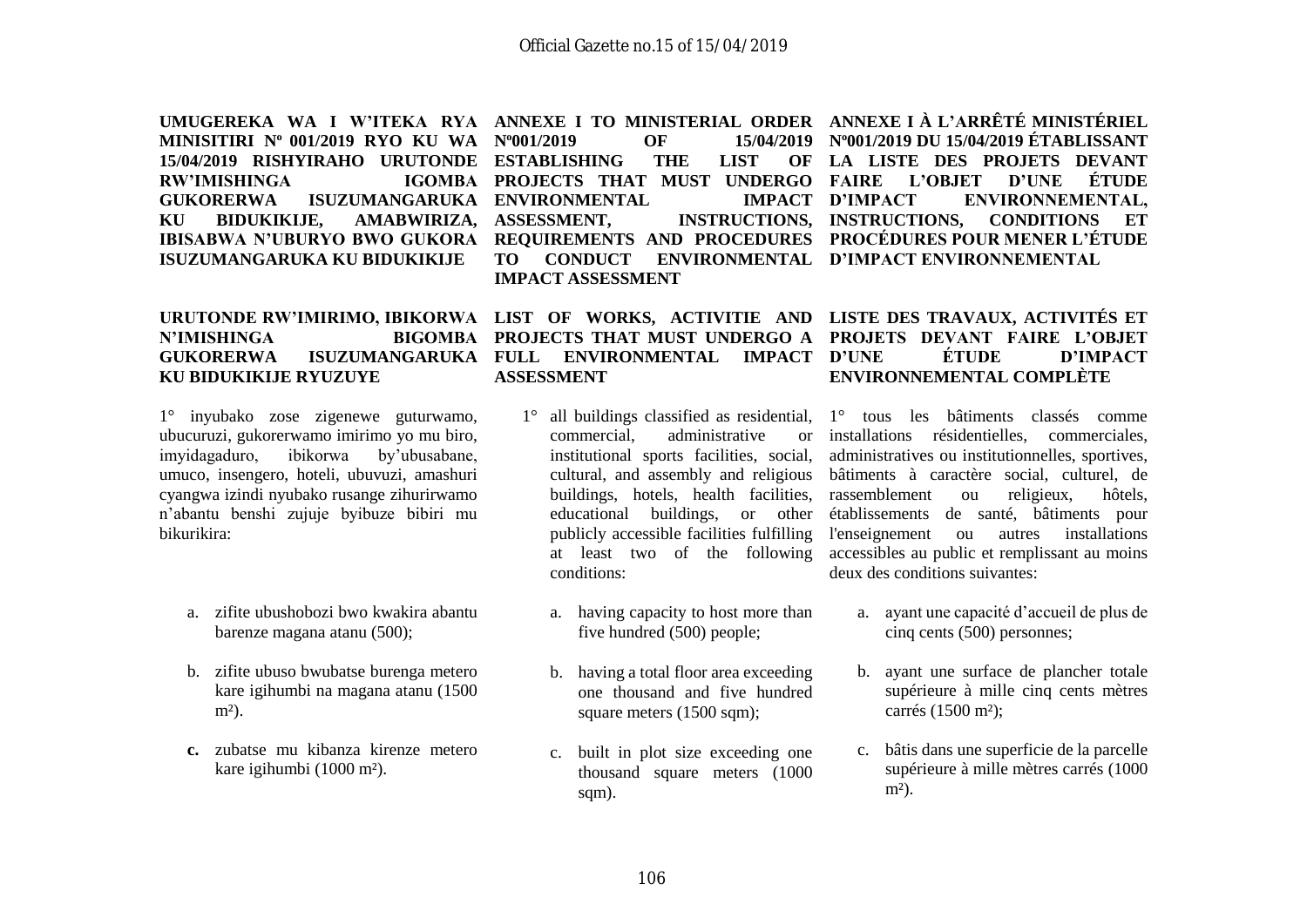**UMUGEREKA WA I W'ITEKA RYA MINISITIRI Nº 001/2019 RYO KU WA 15/04/2019 RISHYIRAHO URUTONDE RW'IMISHINGA IGOMBA GUKORERWA ISUZUMANGARUKA KU BIDUKIKIJE, AMABWIRIZA, IBISABWA N'UBURYO BWO GUKORA ISUZUMANGARUKA KU BIDUKIKIJE**

**URUTONDE RW'IMIRIMO, IBIKORWA N'IMISHINGA BIGOMBA GUKORERWA ISUZUMANGARUKA KU BIDUKIKIJE RYUZUYE**

1° inyubako zose zigenewe guturwamo, ubucuruzi, gukorerwamo imirimo yo mu biro, imyidagaduro, ibikorwa by'ubusabane, umuco, insengero, hoteli, ubuvuzi, amashuri cyangwa izindi nyubako rusange zihurirwamo n'abantu benshi zujuje byibuze bibiri mu bikurikira:

a. zifite ubushobozi bwo kwakira abantu barenze magana atanu (500);

b. zifite ubuso bwubatse burenga metero kare igihumbi na magana atanu (1500 m²).

**c.** zubatse mu kibanza kirenze metero kare igihumbi (1000 m²).

**ANNEXE I TO MINISTERIAL ORDER Nº001/2019 OF 15/04/2019 ESTABLISHING THE LIST OF PROJECTS THAT MUST UNDERGO ENVIRONMENTAL IMPACT ASSESSMENT, INSTRUCTIONS, REQUIREMENTS AND PROCEDURES TO CONDUCT ENVIRONMENTAL IMPACT ASSESSMENT**

**LIST OF WORKS, ACTIVITIE AND PROJECTS THAT MUST UNDERGO A FULL ENVIRONMENTAL IMPACT ASSESSMENT**

1° all buildings classified as residential, commercial, administrative or institutional sports facilities, social, cultural, and assembly and religious buildings, hotels, health facilities, educational buildings, or other publicly accessible facilities fulfilling at least two of the following conditions:

a. having capacity to host more than five hundred (500) people;

b. having a total floor area exceeding one thousand and five hundred square meters (1500 sqm);

c. built in plot size exceeding one thousand square meters (1000 sqm).

**ANNEXE I À L'ARRÊTÉ MINISTÉRIEL Nº001/2019 DU 15/04/2019 ÉTABLISSANT LA LISTE DES PROJETS DEVANT FAIRE L'OBJET D'UNE ÉTUDE D'IMPACT ENVIRONNEMENTAL, INSTRUCTIONS, CONDITIONS ET PROCÉDURES POUR MENER L'ÉTUDE D'IMPACT ENVIRONNEMENTAL**

**LISTE DES TRAVAUX, ACTIVITÉS ET PROJETS DEVANT FAIRE L'OBJET D'UNE ÉTUDE D'IMPACT ENVIRONNEMENTAL COMPLÈTE**

1° tous les bâtiments classés comme installations résidentielles, commerciales, administratives ou institutionnelles, sportives, bâtiments à caractère social, culturel, de rassemblement ou religieux, hôtels, établissements de santé, bâtiments pour l'enseignement ou autres installations accessibles au public et remplissant au moins deux des conditions suivantes:

a. ayant une capacité d'accueil de plus de cinq cents (500) personnes;

b. ayant une surface de plancher totale supérieure à mille cinq cents mètres carrés (1500 m²);

c. bâtis dans une superficie de la parcelle supérieure à mille mètres carrés (1000 m²).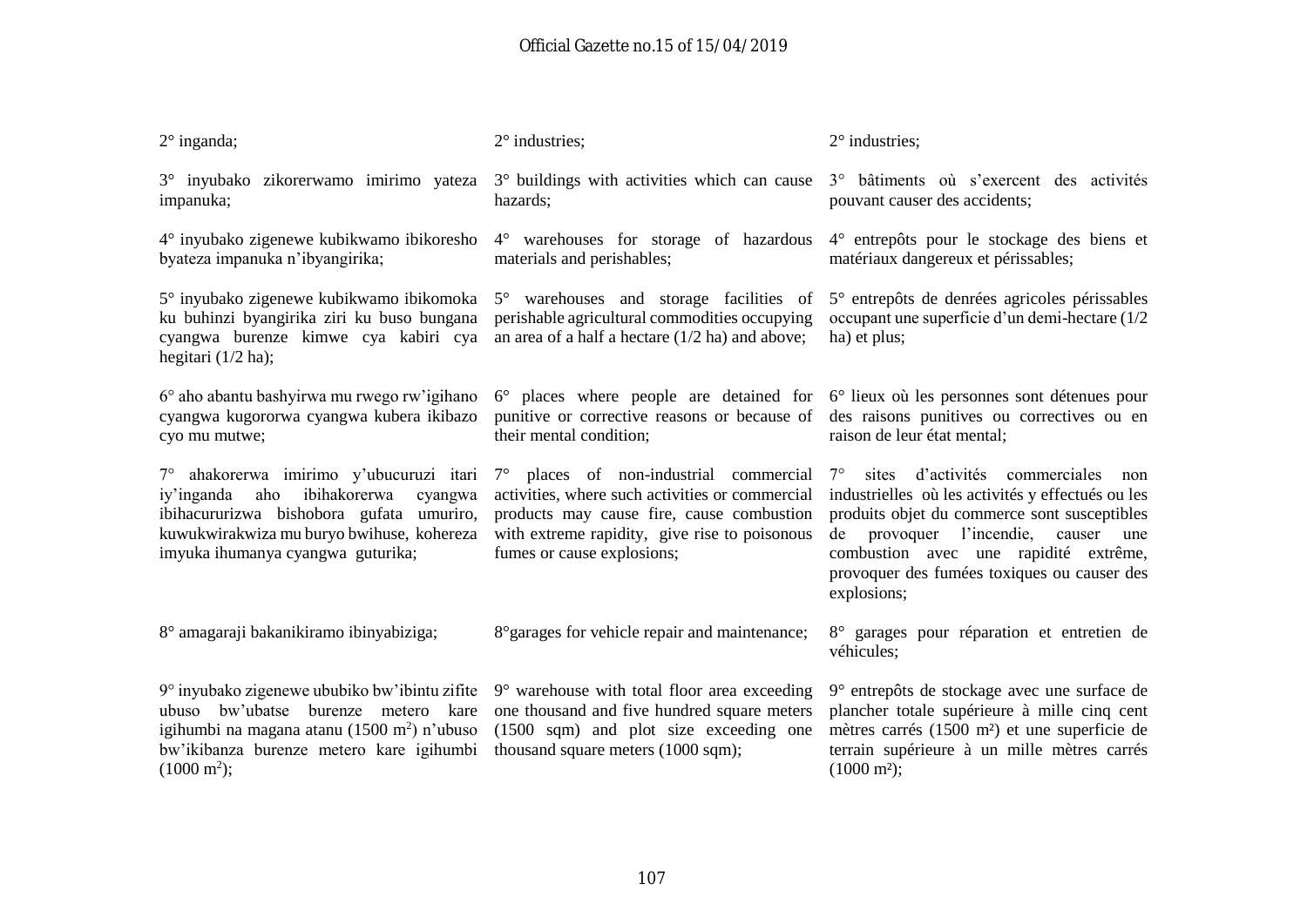| | | |
|---|---|---|
| 2° inganda; | 2° industries; | 2° industries; |
| 3° inyubako zikorerwamo imirimo yateza impanuka; | 3° buildings with activities which can cause hazards; | 3° bâtiments où s'exercent des activités pouvant causer des accidents; |
| 4° inyubako zigenewe kubikwamo ibikoresho byateza impanuka n'ibyangirika; | 4° warehouses for storage of hazardous materials and perishables; | 4° entrepôts pour le stockage des biens et matériaux dangereux et périssables; |
| 5° inyubako zigenewe kubikwamo ibikomoka ku buhinzi byangirika ziri ku buso bungana cyangwa burenze kimwe cya kabiri cya hegitari (1/2 ha); | 5° warehouses and storage facilities of perishable agricultural commodities occupying an area of a half a hectare (1/2 ha) and above; | 5° entrepôts de denrées agricoles périssables occupant une superficie d'un demi-hectare (1/2 ha) et plus; |
| 6° aho abantu bashyirwa mu rwego rw'igihano cyangwa kugororwa cyangwa kubera ikibazo cyo mu mutwe; | 6° places where people are detained for punitive or corrective reasons or because of their mental condition; | 6° lieux où les personnes sont détenues pour des raisons punitives ou correctives ou en raison de leur état mental; |
| 7° ahakorerwa imirimo y'ubucuruzi itari iy'inganda aho ibihakorerwa cyangwa ibihacururizwa bishobora gufata umuriro, kuwukwirakwiza mu buryo bwihuse, kohereza imyuka ihumanya cyangwa guturika; | 7° places of non-industrial commercial activities, where such activities or commercial products may cause fire, cause combustion with extreme rapidity, give rise to poisonous fumes or cause explosions; | 7° sites d'activités commerciales non industrielles où les activités y effectués ou les produits objet du commerce sont susceptibles de provoquer l'incendie, causer une combustion avec une rapidité extrême, provoquer des fumées toxiques ou causer des explosions; |
| 8° amagaraji bakanikiramo ibinyabiziga; | 8°garages for vehicle repair and maintenance; | 8° garages pour réparation et entretien de véhicules; |
| 9° inyubako zigenewe ububiko bw'ibintu zifite ubuso bw'ubatse burenze metero kare igihumbi na magana atanu (1500 $m^2$) n'ubuso bw'ikibanza burenze metero kare igihumbi (1000 $m^2$); | 9° warehouse with total floor area exceeding one thousand and five hundred square meters (1500 sqm) and plot size exceeding one thousand square meters (1000 sqm); | 9° entrepôts de stockage avec une surface de plancher totale supérieure à mille cinq cent mètres carrés (1500 $m^2$) et une superficie de terrain supérieure à un mille mètres carrés (1000 $m^2$); |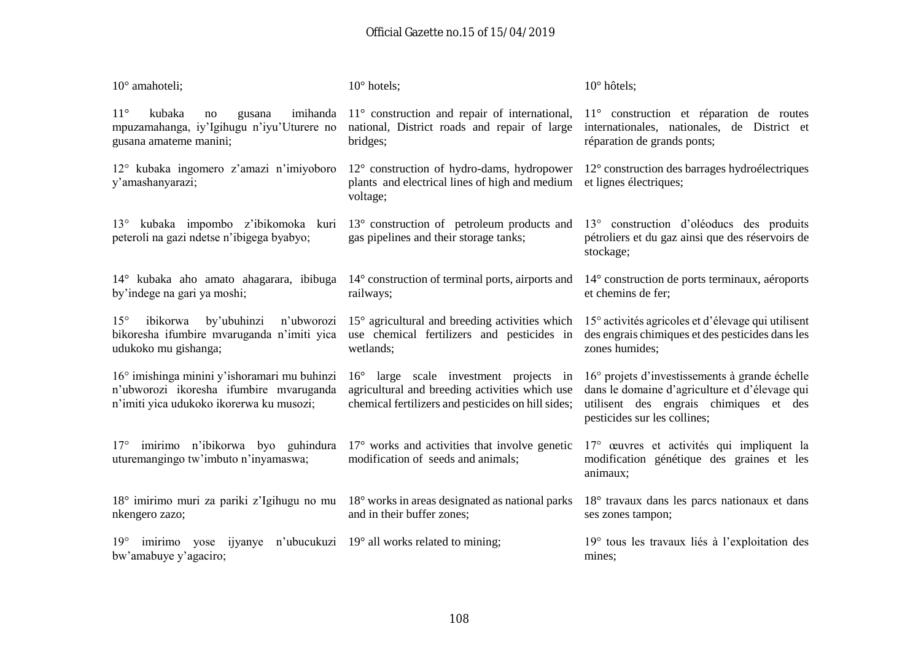| Kinyarwanda | English | Français |
|---|---|---|
| 10° amahoteli; | 10° hotels; | 10° hôtels; |
| 11° kubaka no gusana imihanda mpuzamahanga, iy'Igihugu n'iyu'Uturere no gusana amateme manini; | 11° construction and repair of international, national, District roads and repair of large bridges; | 11° construction et réparation de routes internationales, nationales, de District et réparation de grands ponts; |
| 12° kubaka ingomero z'amazi n'imiyoboro y'amashanyarazi; | 12° construction of hydro-dams, hydropower plants and electrical lines of high and medium voltage; | 12° construction des barrages hydroélectriques et lignes électriques; |
| 13° kubaka impombo z'ibikomoka kuri peteroli na gazi ndetse n'ibigega byabyo; | 13° construction of petroleum products and gas pipelines and their storage tanks; | 13° construction d'oléoducs des produits pétroliers et du gaz ainsi que des réservoirs de stockage; |
| 14° kubaka aho amato ahagarara, ibibuga by'indege na gari ya moshi; | 14° construction of terminal ports, airports and railways; | 14° construction de ports terminaux, aéroports et chemins de fer; |
| 15° ibikorwa by'ubuhinzi n'ubworozi bikoresha ifumbire mvaruganda n'imiti yica udukoko mu gishanga; | 15° agricultural and breeding activities which use chemical fertilizers and pesticides in wetlands; | 15° activités agricoles et d'élevage qui utilisent des engrais chimiques et des pesticides dans les zones humides; |
| 16° imishinga minini y'ishoramari mu buhinzi n'ubworozi ikoresha ifumbire mvaruganda n'imiti yica udukoko ikorerwa ku musozi; | 16° large scale investment projects in agricultural and breeding activities which use chemical fertilizers and pesticides on hill sides; | 16° projets d'investissements à grande échelle dans le domaine d'agriculture et d'élevage qui utilisent des engrais chimiques et des pesticides sur les collines; |
| 17° imirimo n'ibikorwa byo guhindura uturemangingo tw'imbuto n'inyamaswa; | 17° works and activities that involve genetic modification of seeds and animals; | 17° œuvres et activités qui impliquent la modification génétique des graines et les animaux; |
| 18° imirimo muri za pariki z'Igihugu no mu nkengero zazo; | 18° works in areas designated as national parks and in their buffer zones; | 18° travaux dans les parcs nationaux et dans ses zones tampon; |
| 19° imirimo yose ijyanye n'ubucukuzi bw'amabuye y'agaciro; | 19° all works related to mining; | 19° tous les travaux liés à l'exploitation des mines; |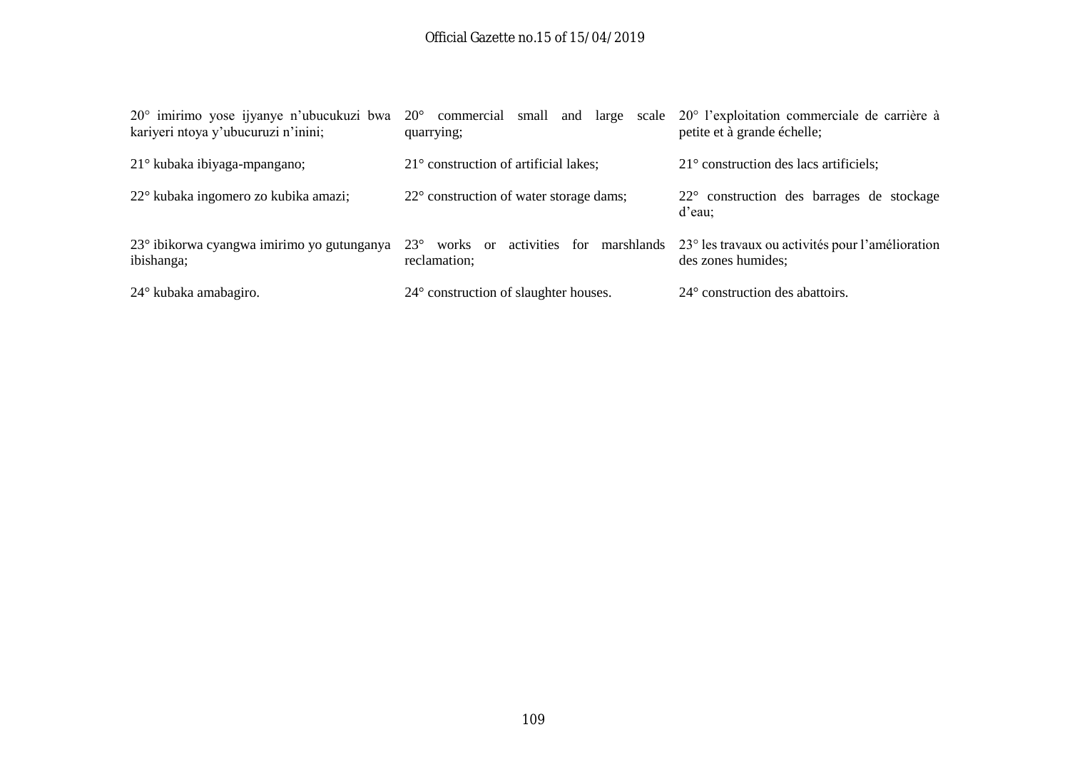20° imirimo yose ijyanye n'ubucukuzi bwa kariyeri ntoya y'ubucuruzi n'inini;

21° kubaka ibiyaga-mpangano;

22° kubaka ingomero zo kubika amazi;

23° ibikorwa cyangwa imirimo yo gutunganya ibishanga;

24° kubaka amabagiro.

20° commercial small and large scale quarrying;

21° construction of artificial lakes;

22° construction of water storage dams;

23° works or activities for marshlands reclamation;

24° construction of slaughter houses.

20° l'exploitation commerciale de carrière à petite et à grande échelle;

21° construction des lacs artificiels;

22° construction des barrages de stockage d'eau;

23° les travaux ou activités pour l'amélioration des zones humides;

24° construction des abattoirs.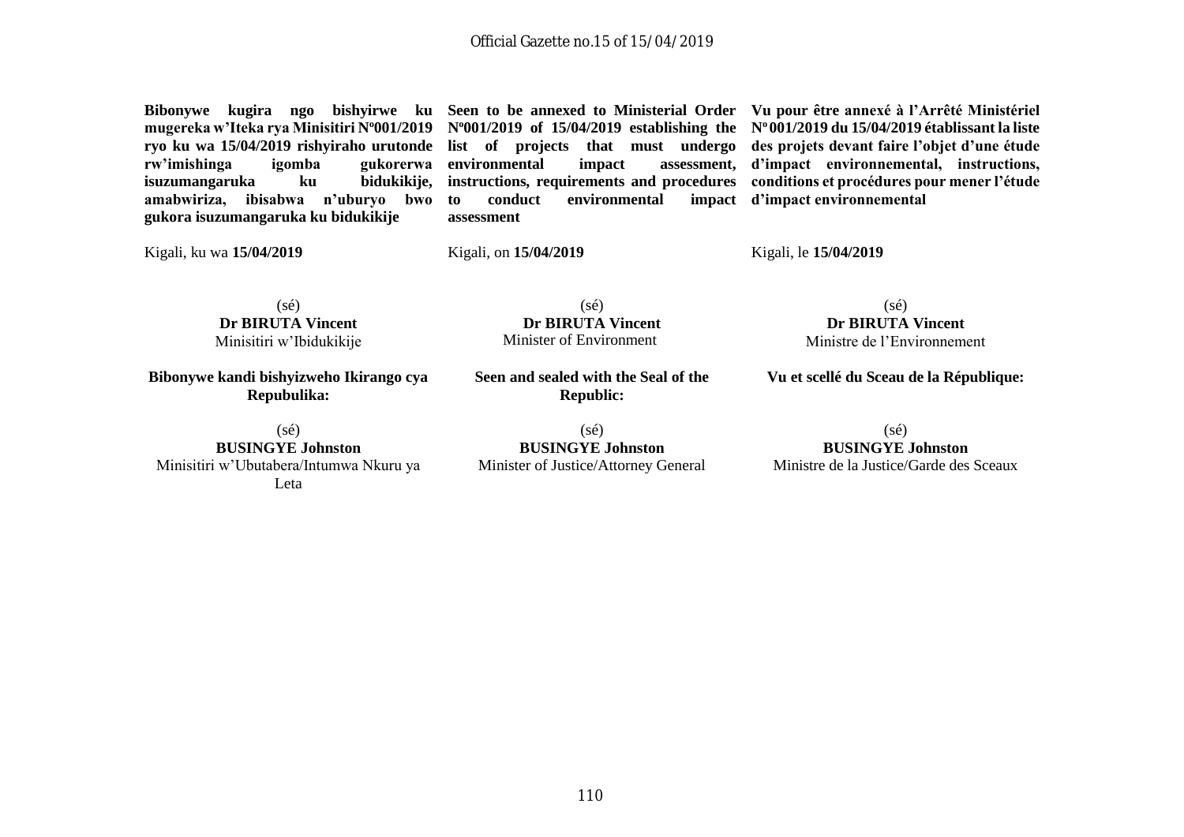**Bibonywe kugira ngo bishyirwe ku mugereka w'Iteka rya Minisitiri Nº001/2019 ryo ku wa 15/04/2019 rishyiraho urutonde rw'imishinga igomba gukorerwa isuzumangaruka ku bidukikije, amabwiriza, ibisabwa n'uburyo bwo gukora isuzumangaruka ku bidukikije**

Kigali, ku wa **15/04/2019**

(sé)
**Dr BIRUTA Vincent**
Minisitiri w'Ibidukikije

**Bibonywe kandi bishyizweho Ikirango cya Repubulika:**

(sé)
**BUSINGYE Johnston**
Minisitiri w'Ubutabera/Intumwa Nkuru ya Leta

**Seen to be annexed to Ministerial Order Nº001/2019 of 15/04/2019 establishing the list of projects that must undergo environmental impact assessment, instructions, requirements and procedures to conduct environmental impact assessment**

Kigali, on **15/04/2019**

(sé)
**Dr BIRUTA Vincent**
Minister of Environment

**Seen and sealed with the Seal of the Republic:**

(sé)
**BUSINGYE Johnston**
Minister of Justice/Attorney General

**Vu pour être annexé à l'Arrêté Ministériel Nº 001/2019 du 15/04/2019 établissant la liste des projets devant faire l'objet d'une étude d'impact environnemental, instructions, conditions et procédures pour mener l'étude d'impact environnemental**

Kigali, le **15/04/2019**

(sé)
**Dr BIRUTA Vincent**
Ministre de l'Environnement

**Vu et scellé du Sceau de la République:**

(sé)
**BUSINGYE Johnston**
Ministre de la Justice/Garde des Sceaux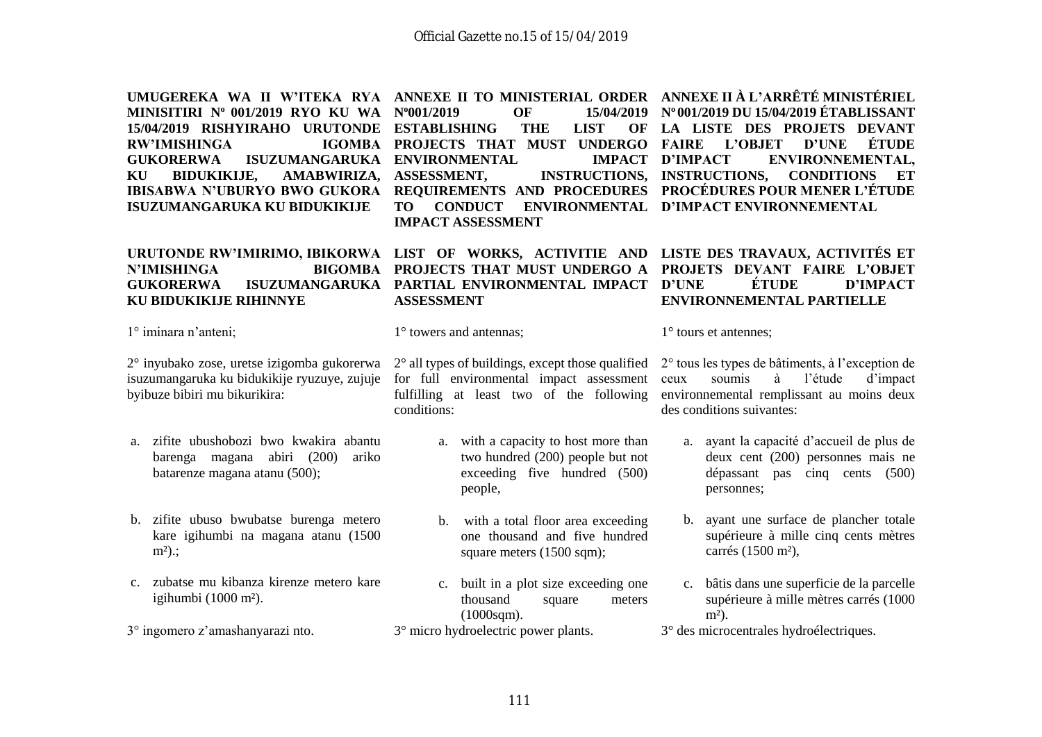**UMUGEREKA WA II W'ITEKA RYA MINISITIRI Nº 001/2019 RYO KU WA 15/04/2019 RISHYIRAHO URUTONDE RW'IMISHINGA IGOMBA GUKORERWA ISUZUMANGARUKA KU BIDUKIKIJE, AMABWIRIZA, IBISABWA N'UBURYO BWO GUKORA ISUZUMANGARUKA KU BIDUKIKIJE**

**URUTONDE RW'IMIRIMO, IBIKORWA N'IMISHINGA BIGOMBA GUKORERWA ISUZUMANGARUKA KU BIDUKIKIJE RIHINNYE**

1° iminara n'anteni;

2° inyubako zose, uretse izigomba gukorerwa isuzumangaruka ku bidukikije ryuzuye, zujuje byibuze bibiri mu bikurikira:

a. zifite ubushobozi bwo kwakira abantu barenga magana abiri (200) ariko batarenze magana atanu (500);

b. zifite ubuso bwubatse burenga metero kare igihumbi na magana atanu (1500 m²).;

c. zubatse mu kibanza kirenze metero kare igihumbi (1000 m²).

3° ingomero z'amashanyarazi nto.

**ANNEXE II TO MINISTERIAL ORDER Nº001/2019 OF 15/04/2019 ESTABLISHING THE LIST OF PROJECTS THAT MUST UNDERGO ENVIRONMENTAL IMPACT ASSESSMENT, INSTRUCTIONS, REQUIREMENTS AND PROCEDURES TO CONDUCT ENVIRONMENTAL IMPACT ASSESSMENT**

**LIST OF WORKS, ACTIVITIE AND PROJECTS THAT MUST UNDERGO A PARTIAL ENVIRONMENTAL IMPACT ASSESSMENT**

1° towers and antennas;

2° all types of buildings, except those qualified for full environmental impact assessment fulfilling at least two of the following conditions:

a. with a capacity to host more than two hundred (200) people but not exceeding five hundred (500) people,

b. with a total floor area exceeding one thousand and five hundred square meters (1500 sqm);

c. built in a plot size exceeding one thousand square meters (1000sqm).

3° micro hydroelectric power plants.

**ANNEXE II À L'ARRÊTÉ MINISTÉRIEL Nº 001/2019 DU 15/04/2019 ÉTABLISSANT LA LISTE DES PROJETS DEVANT FAIRE L'OBJET D'UNE ÉTUDE D'IMPACT ENVIRONNEMENTAL, INSTRUCTIONS, CONDITIONS ET PROCÉDURES POUR MENER L'ÉTUDE D'IMPACT ENVIRONNEMENTAL**

**LISTE DES TRAVAUX, ACTIVITÉS ET PROJETS DEVANT FAIRE L'OBJET D'UNE ÉTUDE D'IMPACT ENVIRONNEMENTAL PARTIELLE**

1° tours et antennes;

2° tous les types de bâtiments, à l'exception de ceux soumis à l'étude d'impact environnemental remplissant au moins deux des conditions suivantes:

a. ayant la capacité d'accueil de plus de deux cent (200) personnes mais ne dépassant pas cinq cents (500) personnes;

b. ayant une surface de plancher totale supérieure à mille cinq cents mètres carrés (1500 m²),

c. bâtis dans une superficie de la parcelle supérieure à mille mètres carrés (1000 m²).

3° des microcentrales hydroélectriques.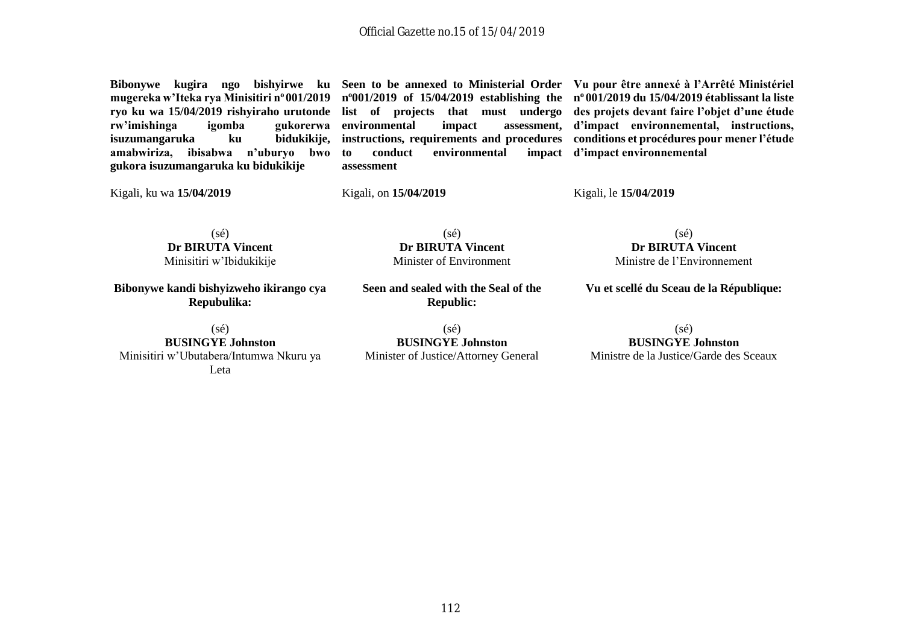**Bibonywe kugira ngo bishyirwe ku mugereka w'Iteka rya Minisitiri nº 001/2019 ryo ku wa 15/04/2019 rishyiraho urutonde rw'imishinga igomba gukorerwa isuzumangaruka ku bidukikije, amabwiriza, ibisabwa n'uburyo bwo gukora isuzumangaruka ku bidukikije**

Kigali, ku wa **15/04/2019**

(sé)
**Dr BIRUTA Vincent**
Minisitiri w'Ibidukikije

**Bibonywe kandi bishyizweho ikirango cya Repubulika:**

(sé)
**BUSINGYE Johnston**
Minisitiri w'Ubutabera/Intumwa Nkuru ya Leta

**Seen to be annexed to Ministerial Order nº001/2019 of 15/04/2019 establishing the list of projects that must undergo environmental impact assessment, instructions, requirements and procedures to conduct environmental impact assessment**

Kigali, on **15/04/2019**

(sé)
**Dr BIRUTA Vincent**
Minister of Environment

**Seen and sealed with the Seal of the Republic:**

(sé)
**BUSINGYE Johnston**
Minister of Justice/Attorney General

**Vu pour être annexé à l'Arrêté Ministériel nº 001/2019 du 15/04/2019 établissant la liste des projets devant faire l'objet d'une étude d'impact environnemental, instructions, conditions et procédures pour mener l'étude d'impact environnemental**

Kigali, le **15/04/2019**

(sé)
**Dr BIRUTA Vincent**
Ministre de l'Environnement

**Vu et scellé du Sceau de la République:**

(sé)
**BUSINGYE Johnston**
Ministre de la Justice/Garde des Sceaux